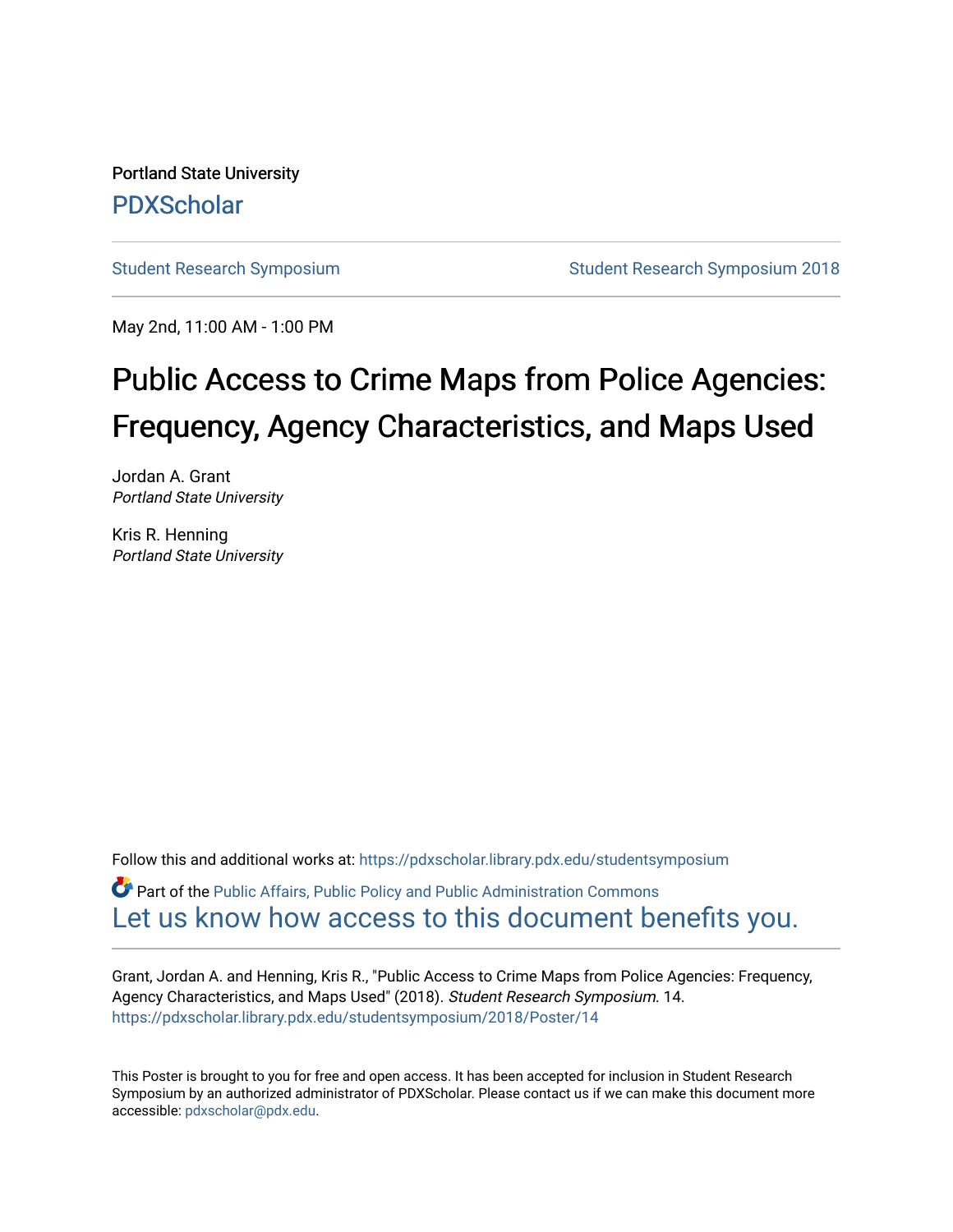Portland State University

PDXScholar

Student Research Symposium

Student Research Symposium 2018

May 2nd, 11:00 AM - 1:00 PM

# Public Access to Crime Maps from Police Agencies: Frequency, Agency Characteristics, and Maps Used

Jordan A. Grant
*Portland State University*

Kris R. Henning
*Portland State University*

Follow this and additional works at: https://pdxscholar.library.pdx.edu/studentsymposium

Part of the Public Affairs, Public Policy and Public Administration Commons

Let us know how access to this document benefits you.

Grant, Jordan A. and Henning, Kris R., "Public Access to Crime Maps from Police Agencies: Frequency, Agency Characteristics, and Maps Used" (2018). *Student Research Symposium*. 14.
https://pdxscholar.library.pdx.edu/studentsymposium/2018/Poster/14

This Poster is brought to you for free and open access. It has been accepted for inclusion in Student Research Symposium by an authorized administrator of PDXScholar. Please contact us if we can make this document more accessible: pdxscholar@pdx.edu.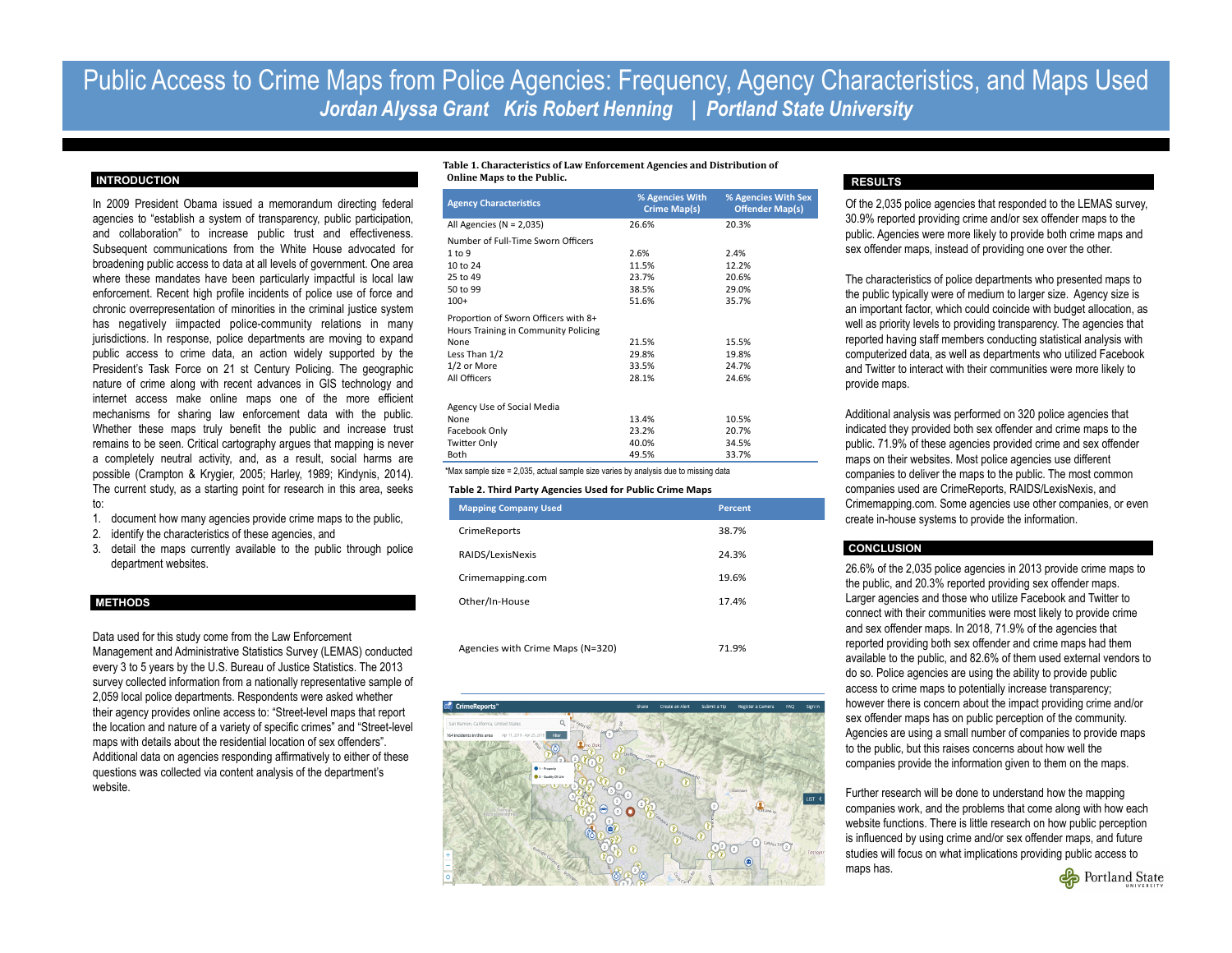# Public Access to Crime Maps from Police Agencies: Frequency, Agency Characteristics, and Maps Used

***Jordan Alyssa Grant Kris Robert Henning | Portland State University***

## INTRODUCTION

In 2009 President Obama issued a memorandum directing federal agencies to "establish a system of transparency, public participation, and collaboration" to increase public trust and effectiveness. Subsequent communications from the White House advocated for broadening public access to data at all levels of government. One area where these mandates have been particularly impactful is local law enforcement. Recent high profile incidents of police use of force and chronic overrepresentation of minorities in the criminal justice system has negatively iimpacted police-community relations in many jurisdictions. In response, police departments are moving to expand public access to crime data, an action widely supported by the President's Task Force on 21 st Century Policing. The geographic nature of crime along with recent advances in GIS technology and internet access make online maps one of the more efficient mechanisms for sharing law enforcement data with the public. Whether these maps truly benefit the public and increase trust remains to be seen. Critical cartography argues that mapping is never a completely neutral activity, and, as a result, social harms are possible (Crampton & Krygier, 2005; Harley, 1989; Kindynis, 2014). The current study, as a starting point for research in this area, seeks to:

1. document how many agencies provide crime maps to the public,
2. identify the characteristics of these agencies, and
3. detail the maps currently available to the public through police department websites.

## METHODS

Data used for this study come from the Law Enforcement Management and Administrative Statistics Survey (LEMAS) conducted every 3 to 5 years by the U.S. Bureau of Justice Statistics. The 2013 survey collected information from a nationally representative sample of 2,059 local police departments. Respondents were asked whether their agency provides online access to: "Street-level maps that report the location and nature of a variety of specific crimes" and "Street-level maps with details about the residential location of sex offenders". Additional data on agencies responding affirmatively to either of these questions was collected via content analysis of the department's website.

**Table 1. Characteristics of Law Enforcement Agencies and Distribution of Online Maps to the Public.**

| Agency Characteristics | % Agencies With Crime Map(s) | % Agencies With Sex Offender Map(s) |
|---|---|---|
| All Agencies (N = 2,035) | 26.6% | 20.3% |
| Number of Full-Time Sworn Officers | | |
| 1 to 9 | 2.6% | 2.4% |
| 10 to 24 | 11.5% | 12.2% |
| 25 to 49 | 23.7% | 20.6% |
| 50 to 99 | 38.5% | 29.0% |
| 100+ | 51.6% | 35.7% |
| Proportion of Sworn Officers with 8+ Hours Training in Community Policing | | |
| None | 21.5% | 15.5% |
| Less Than 1/2 | 29.8% | 19.8% |
| 1/2 or More | 33.5% | 24.7% |
| All Officers | 28.1% | 24.6% |
| Agency Use of Social Media | | |
| None | 13.4% | 10.5% |
| Facebook Only | 23.2% | 20.7% |
| Twitter Only | 40.0% | 34.5% |
| Both | 49.5% | 33.7% |

*Max sample size = 2,035, actual sample size varies by analysis due to missing data

**Table 2. Third Party Agencies Used for Public Crime Maps**

| Mapping Company Used | Percent |
|---|---|
| CrimeReports | 38.7% |
| RAIDS/LexisNexis | 24.3% |
| Crimemapping.com | 19.6% |
| Other/In-House | 17.4% |
| Agencies with Crime Maps (N=320) | 71.9% |

## RESULTS

Of the 2,035 police agencies that responded to the LEMAS survey, 30.9% reported providing crime and/or sex offender maps to the public. Agencies were more likely to provide both crime maps and sex offender maps, instead of providing one over the other.

The characteristics of police departments who presented maps to the public typically were of medium to larger size. Agency size is an important factor, which could coincide with budget allocation, as well as priority levels to providing transparency. The agencies that reported having staff members conducting statistical analysis with computerized data, as well as departments who utilized Facebook and Twitter to interact with their communities were more likely to provide maps.

Additional analysis was performed on 320 police agencies that indicated they provided both sex offender and crime maps to the public. 71.9% of these agencies provided crime and sex offender maps on their websites. Most police agencies use different companies to deliver the maps to the public. The most common companies used are CrimeReports, RAIDS/LexisNexis, and Crimemapping.com. Some agencies use other companies, or even create in-house systems to provide the information.

## CONCLUSION

26.6% of the 2,035 police agencies in 2013 provide crime maps to the public, and 20.3% reported providing sex offender maps. Larger agencies and those who utilize Facebook and Twitter to connect with their communities were most likely to provide crime and sex offender maps. In 2018, 71.9% of the agencies that reported providing both sex offender and crime maps had them available to the public, and 82.6% of them used external vendors to do so. Police agencies are using the ability to provide public access to crime maps to potentially increase transparency; however there is concern about the impact providing crime and/or sex offender maps has on public perception of the community. Agencies are using a small number of companies to provide maps to the public, but this raises concerns about how well the companies provide the information given to them on the maps.

Further research will be done to understand how the mapping companies work, and the problems that come along with how each website functions. There is little research on how public perception is influenced by using crime and/or sex offender maps, and future studies will focus on what implications providing public access to maps has.